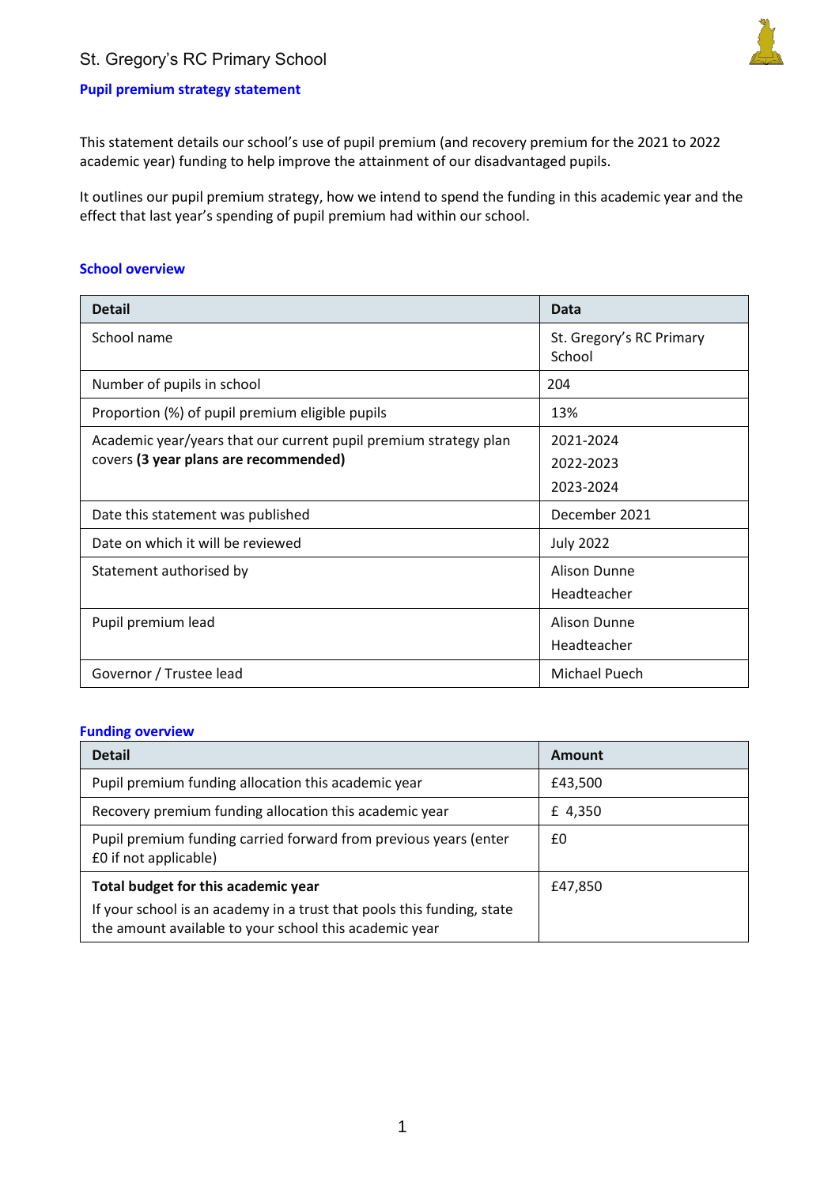St. Gregory's RC Primary School

## Pupil premium strategy statement

This statement details our school's use of pupil premium (and recovery premium for the 2021 to 2022 academic year) funding to help improve the attainment of our disadvantaged pupils.

It outlines our pupil premium strategy, how we intend to spend the funding in this academic year and the effect that last year's spending of pupil premium had within our school.

### School overview

| Detail | Data |
|---|---|
| School name | St. Gregory's RC Primary School |
| Number of pupils in school | 204 |
| Proportion (%) of pupil premium eligible pupils | 13% |
| Academic year/years that our current pupil premium strategy plan covers **(3 year plans are recommended)** | 2021-2024<br>2022-2023<br>2023-2024 |
| Date this statement was published | December 2021 |
| Date on which it will be reviewed | July 2022 |
| Statement authorised by | Alison Dunne<br>Headteacher |
| Pupil premium lead | Alison Dunne<br>Headteacher |
| Governor / Trustee lead | Michael Puech |

### Funding overview

| Detail | Amount |
|---|---|
| Pupil premium funding allocation this academic year | £43,500 |
| Recovery premium funding allocation this academic year | £ 4,350 |
| Pupil premium funding carried forward from previous years (enter £0 if not applicable) | £0 |
| **Total budget for this academic year**<br>If your school is an academy in a trust that pools this funding, state the amount available to your school this academic year | £47,850 |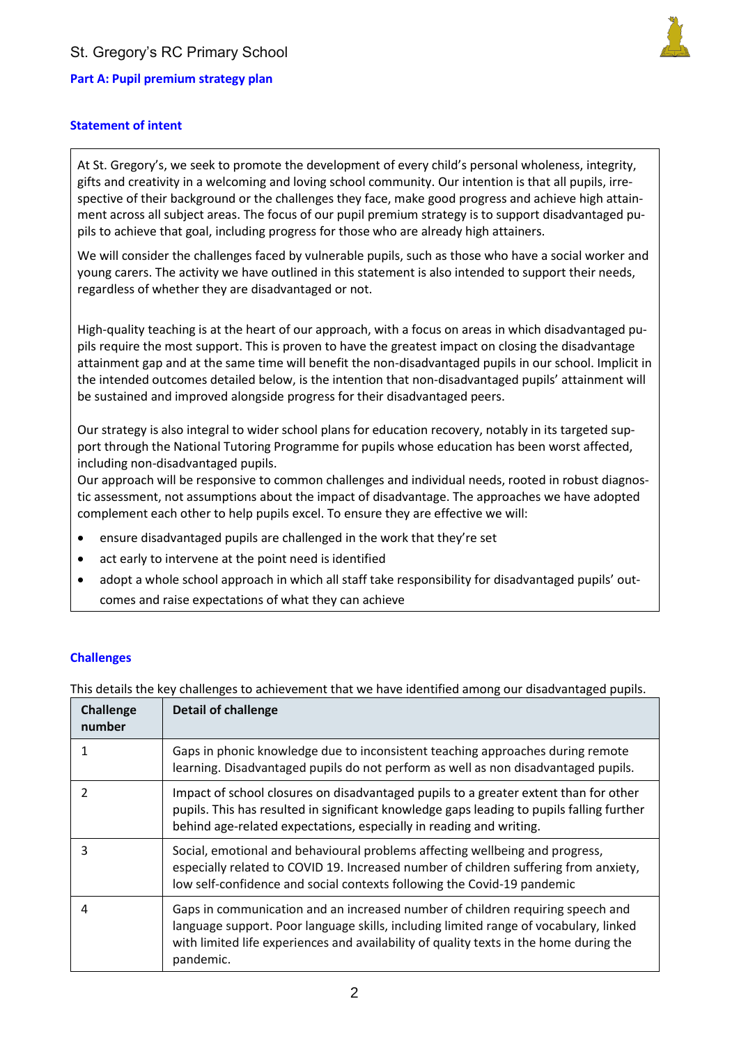## Part A: Pupil premium strategy plan

### Statement of intent

At St. Gregory's, we seek to promote the development of every child's personal wholeness, integrity, gifts and creativity in a welcoming and loving school community. Our intention is that all pupils, irrespective of their background or the challenges they face, make good progress and achieve high attainment across all subject areas. The focus of our pupil premium strategy is to support disadvantaged pupils to achieve that goal, including progress for those who are already high attainers.

We will consider the challenges faced by vulnerable pupils, such as those who have a social worker and young carers. The activity we have outlined in this statement is also intended to support their needs, regardless of whether they are disadvantaged or not.

High-quality teaching is at the heart of our approach, with a focus on areas in which disadvantaged pupils require the most support. This is proven to have the greatest impact on closing the disadvantage attainment gap and at the same time will benefit the non-disadvantaged pupils in our school. Implicit in the intended outcomes detailed below, is the intention that non-disadvantaged pupils' attainment will be sustained and improved alongside progress for their disadvantaged peers.

Our strategy is also integral to wider school plans for education recovery, notably in its targeted support through the National Tutoring Programme for pupils whose education has been worst affected, including non-disadvantaged pupils.

Our approach will be responsive to common challenges and individual needs, rooted in robust diagnostic assessment, not assumptions about the impact of disadvantage. The approaches we have adopted complement each other to help pupils excel. To ensure they are effective we will:

- ensure disadvantaged pupils are challenged in the work that they're set
- act early to intervene at the point need is identified
- adopt a whole school approach in which all staff take responsibility for disadvantaged pupils' outcomes and raise expectations of what they can achieve

### Challenges

This details the key challenges to achievement that we have identified among our disadvantaged pupils.

| Challenge number | Detail of challenge |
|---|---|
| 1 | Gaps in phonic knowledge due to inconsistent teaching approaches during remote learning. Disadvantaged pupils do not perform as well as non disadvantaged pupils. |
| 2 | Impact of school closures on disadvantaged pupils to a greater extent than for other pupils. This has resulted in significant knowledge gaps leading to pupils falling further behind age-related expectations, especially in reading and writing. |
| 3 | Social, emotional and behavioural problems affecting wellbeing and progress, especially related to COVID 19. Increased number of children suffering from anxiety, low self-confidence and social contexts following the Covid-19 pandemic |
| 4 | Gaps in communication and an increased number of children requiring speech and language support. Poor language skills, including limited range of vocabulary, linked with limited life experiences and availability of quality texts in the home during the pandemic. |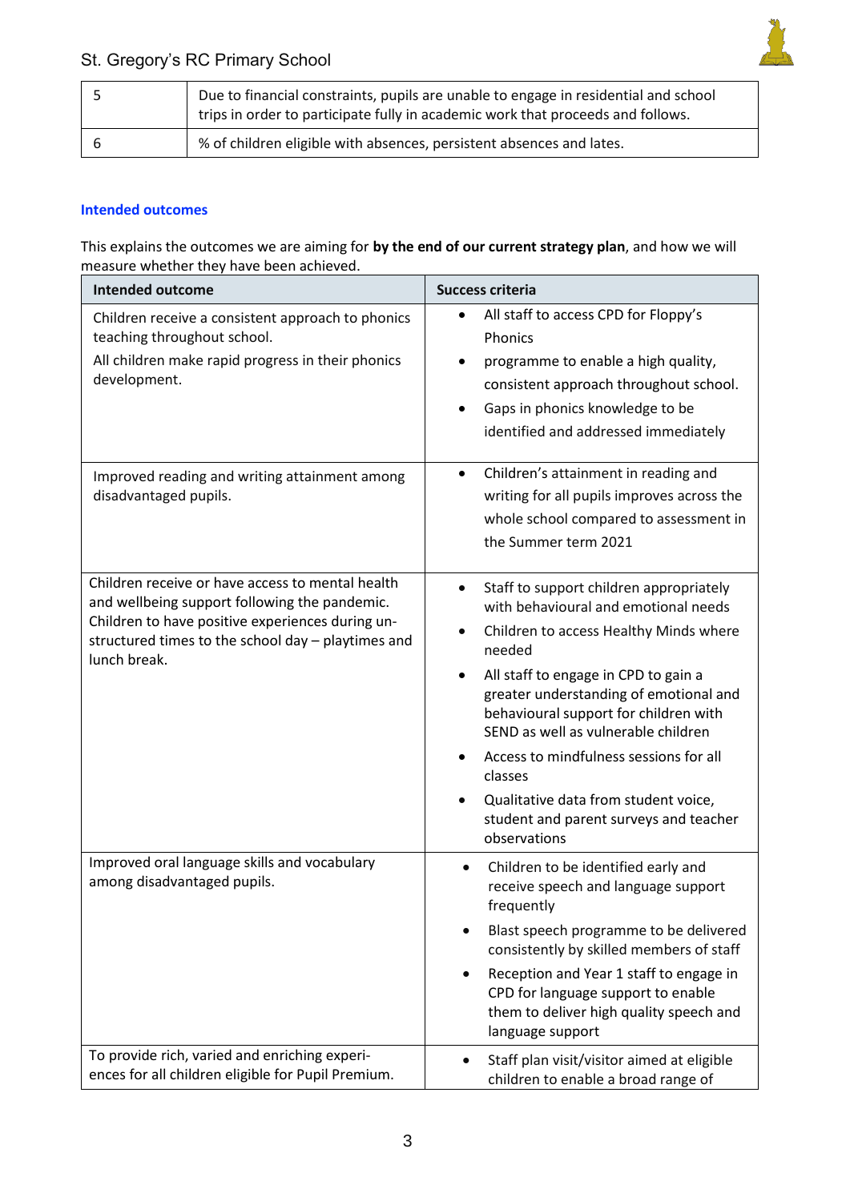| | |
|---|---|
| 5 | Due to financial constraints, pupils are unable to engage in residential and school trips in order to participate fully in academic work that proceeds and follows. |
| 6 | % of children eligible with absences, persistent absences and lates. |

### Intended outcomes

This explains the outcomes we are aiming for **by the end of our current strategy plan**, and how we will measure whether they have been achieved.

| Intended outcome | Success criteria |
|---|---|
| Children receive a consistent approach to phonics teaching throughout school.<br>All children make rapid progress in their phonics development. | • All staff to access CPD for Floppy's Phonics<br>• programme to enable a high quality, consistent approach throughout school.<br>• Gaps in phonics knowledge to be identified and addressed immediately |
| Improved reading and writing attainment among disadvantaged pupils. | • Children's attainment in reading and writing for all pupils improves across the whole school compared to assessment in the Summer term 2021 |
| Children receive or have access to mental health and wellbeing support following the pandemic. Children to have positive experiences during un-structured times to the school day – playtimes and lunch break. | • Staff to support children appropriately with behavioural and emotional needs<br>• Children to access Healthy Minds where needed<br>• All staff to engage in CPD to gain a greater understanding of emotional and behavioural support for children with SEND as well as vulnerable children<br>• Access to mindfulness sessions for all classes<br>• Qualitative data from student voice, student and parent surveys and teacher observations |
| Improved oral language skills and vocabulary among disadvantaged pupils. | • Children to be identified early and receive speech and language support frequently<br>• Blast speech programme to be delivered consistently by skilled members of staff<br>• Reception and Year 1 staff to engage in CPD for language support to enable them to deliver high quality speech and language support |
| To provide rich, varied and enriching experi-ences for all children eligible for Pupil Premium. | • Staff plan visit/visitor aimed at eligible children to enable a broad range of |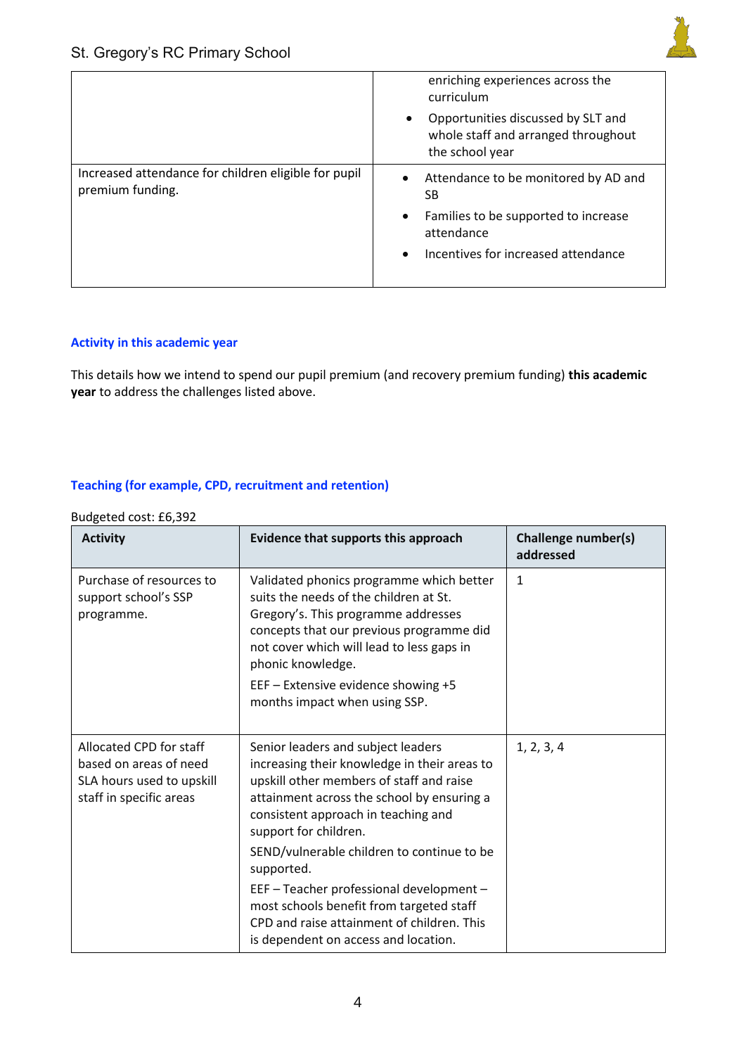|  |  |
|---|---|
|  | enriching experiences across the curriculum<br>• Opportunities discussed by SLT and whole staff and arranged throughout the school year |
| Increased attendance for children eligible for pupil premium funding. | • Attendance to be monitored by AD and SB<br>• Families to be supported to increase attendance<br>• Incentives for increased attendance |

## Activity in this academic year

This details how we intend to spend our pupil premium (and recovery premium funding) **this academic year** to address the challenges listed above.

### Teaching (for example, CPD, recruitment and retention)

Budgeted cost: £6,392

| Activity | Evidence that supports this approach | Challenge number(s) addressed |
|---|---|---|
| Purchase of resources to support school's SSP programme. | Validated phonics programme which better suits the needs of the children at St. Gregory's. This programme addresses concepts that our previous programme did not cover which will lead to less gaps in phonic knowledge.<br>EEF – Extensive evidence showing +5 months impact when using SSP. | 1 |
| Allocated CPD for staff based on areas of need<br>SLA hours used to upskill staff in specific areas | Senior leaders and subject leaders increasing their knowledge in their areas to upskill other members of staff and raise attainment across the school by ensuring a consistent approach in teaching and support for children.<br>SEND/vulnerable children to continue to be supported.<br>EEF – Teacher professional development – most schools benefit from targeted staff CPD and raise attainment of children. This is dependent on access and location. | 1, 2, 3, 4 |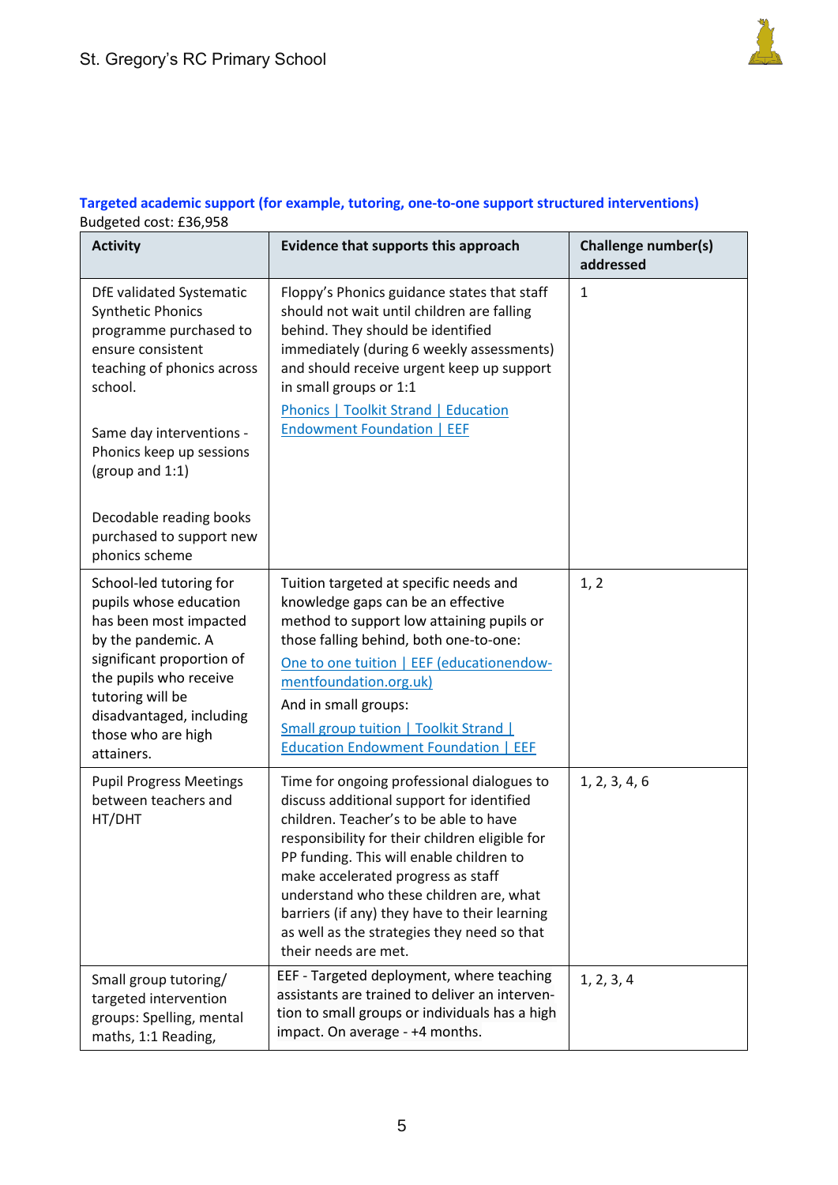### Targeted academic support (for example, tutoring, one-to-one support structured interventions)

Budgeted cost: £36,958

| Activity | Evidence that supports this approach | Challenge number(s) addressed |
|---|---|---|
| DfE validated Systematic Synthetic Phonics programme purchased to ensure consistent teaching of phonics across school.<br><br>Same day interventions - Phonics keep up sessions (group and 1:1)<br><br>Decodable reading books purchased to support new phonics scheme | Floppy's Phonics guidance states that staff should not wait until children are falling behind. They should be identified immediately (during 6 weekly assessments) and should receive urgent keep up support in small groups or 1:1<br><br>Phonics \| Toolkit Strand \| Education Endowment Foundation \| EEF | 1 |
| School-led tutoring for pupils whose education has been most impacted by the pandemic. A significant proportion of the pupils who receive tutoring will be disadvantaged, including those who are high attainers. | Tuition targeted at specific needs and knowledge gaps can be an effective method to support low attaining pupils or those falling behind, both one-to-one:<br><br>One to one tuition \| EEF (educationendowmentfoundation.org.uk)<br><br>And in small groups:<br><br>Small group tuition \| Toolkit Strand \| Education Endowment Foundation \| EEF | 1, 2 |
| Pupil Progress Meetings between teachers and HT/DHT | Time for ongoing professional dialogues to discuss additional support for identified children. Teacher's to be able to have responsibility for their children eligible for PP funding. This will enable children to make accelerated progress as staff understand who these children are, what barriers (if any) they have to their learning as well as the strategies they need so that their needs are met. | 1, 2, 3, 4, 6 |
| Small group tutoring/ targeted intervention groups: Spelling, mental maths, 1:1 Reading, | EEF - Targeted deployment, where teaching assistants are trained to deliver an intervention to small groups or individuals has a high impact. On average - +4 months. | 1, 2, 3, 4 |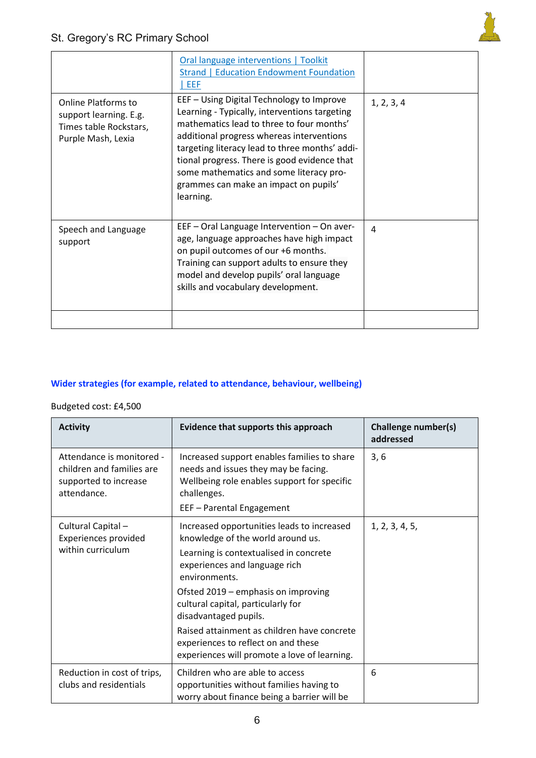| | | |
|---|---|---|
| | [Oral language interventions \| Toolkit Strand \| Education Endowment Foundation \| EEF]() | |
| Online Platforms to support learning. E.g. Times table Rockstars, Purple Mash, Lexia | EEF – Using Digital Technology to Improve Learning - Typically, interventions targeting mathematics lead to three to four months' additional progress whereas interventions targeting literacy lead to three months' additional progress. There is good evidence that some mathematics and some literacy programmes can make an impact on pupils' learning. | 1, 2, 3, 4 |
| Speech and Language support | EEF – Oral Language Intervention – On average, language approaches have high impact on pupil outcomes of our +6 months. Training can support adults to ensure they model and develop pupils' oral language skills and vocabulary development. | 4 |
| | | |

### Wider strategies (for example, related to attendance, behaviour, wellbeing)

Budgeted cost: £4,500

| Activity | Evidence that supports this approach | Challenge number(s) addressed |
|---|---|---|
| Attendance is monitored - children and families are supported to increase attendance. | Increased support enables families to share needs and issues they may be facing. Wellbeing role enables support for specific challenges.<br>EEF – Parental Engagement | 3, 6 |
| Cultural Capital – Experiences provided within curriculum | Increased opportunities leads to increased knowledge of the world around us.<br>Learning is contextualised in concrete experiences and language rich environments.<br>Ofsted 2019 – emphasis on improving cultural capital, particularly for disadvantaged pupils.<br>Raised attainment as children have concrete experiences to reflect on and these experiences will promote a love of learning. | 1, 2, 3, 4, 5, |
| Reduction in cost of trips, clubs and residentials | Children who are able to access opportunities without families having to worry about finance being a barrier will be | 6 |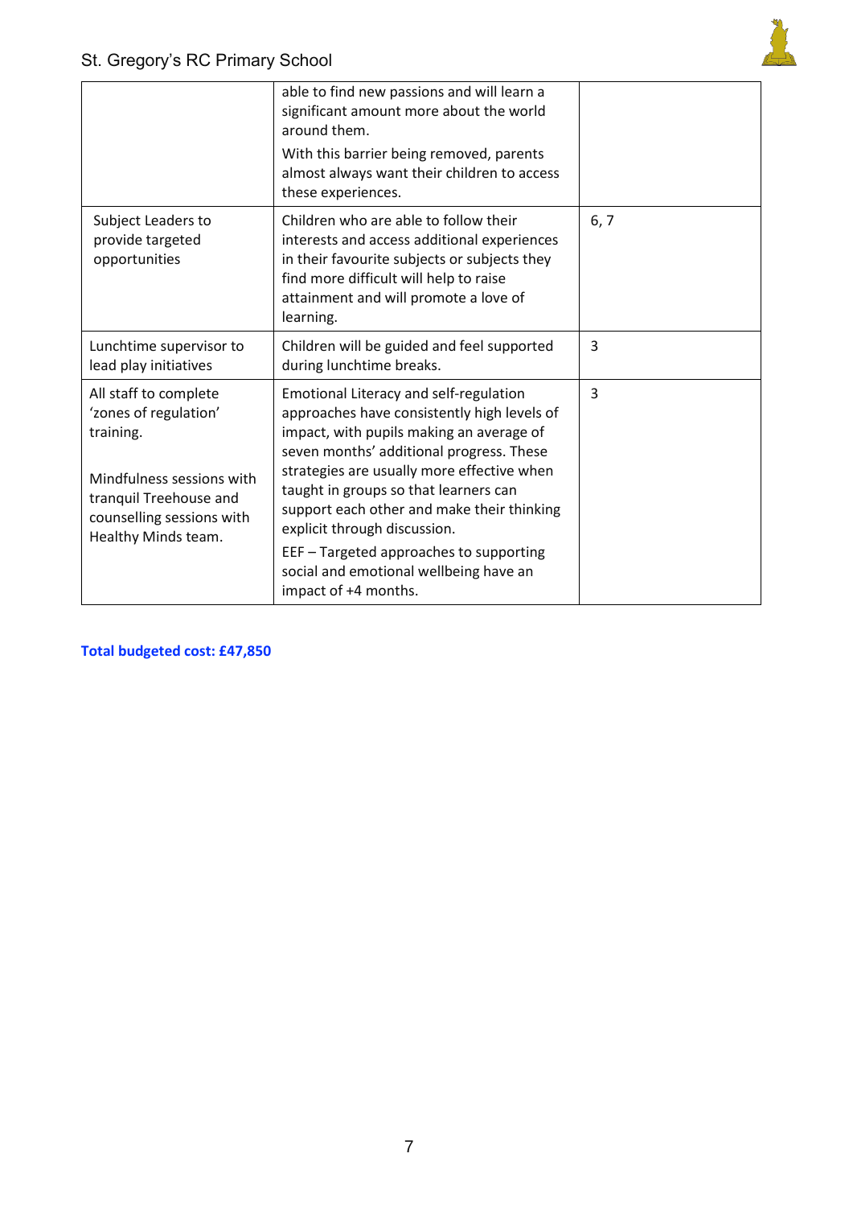| | | |
|---|---|---|
| | able to find new passions and will learn a significant amount more about the world around them. With this barrier being removed, parents almost always want their children to access these experiences. | |
| Subject Leaders to provide targeted opportunities | Children who are able to follow their interests and access additional experiences in their favourite subjects or subjects they find more difficult will help to raise attainment and will promote a love of learning. | 6, 7 |
| Lunchtime supervisor to lead play initiatives | Children will be guided and feel supported during lunchtime breaks. | 3 |
| All staff to complete 'zones of regulation' training. Mindfulness sessions with tranquil Treehouse and counselling sessions with Healthy Minds team. | Emotional Literacy and self-regulation approaches have consistently high levels of impact, with pupils making an average of seven months' additional progress. These strategies are usually more effective when taught in groups so that learners can support each other and make their thinking explicit through discussion. EEF – Targeted approaches to supporting social and emotional wellbeing have an impact of +4 months. | 3 |

**Total budgeted cost: £47,850**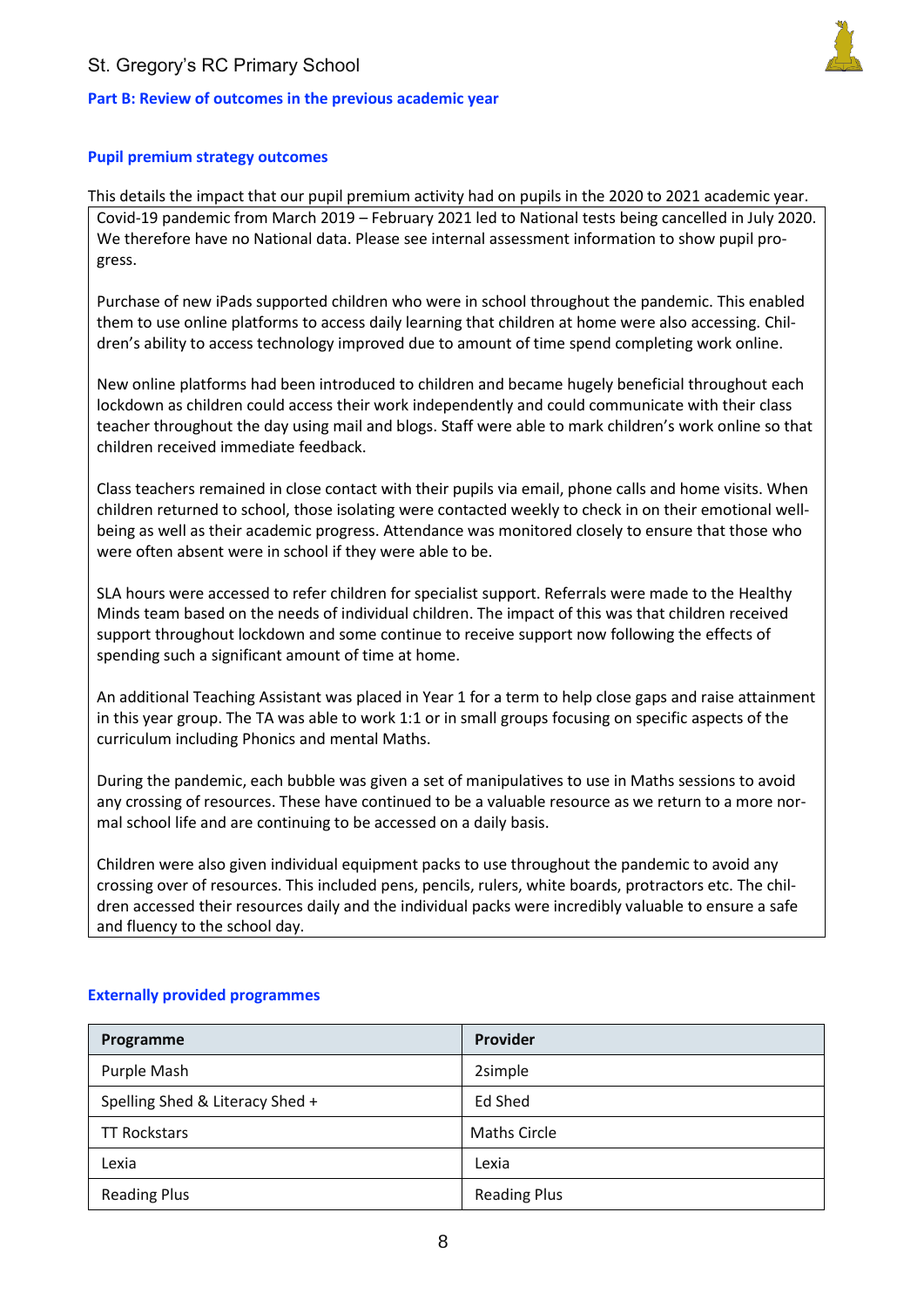## Part B: Review of outcomes in the previous academic year

### Pupil premium strategy outcomes

This details the impact that our pupil premium activity had on pupils in the 2020 to 2021 academic year.

Covid-19 pandemic from March 2019 – February 2021 led to National tests being cancelled in July 2020. We therefore have no National data. Please see internal assessment information to show pupil progress.

Purchase of new iPads supported children who were in school throughout the pandemic. This enabled them to use online platforms to access daily learning that children at home were also accessing. Children's ability to access technology improved due to amount of time spend completing work online.

New online platforms had been introduced to children and became hugely beneficial throughout each lockdown as children could access their work independently and could communicate with their class teacher throughout the day using mail and blogs. Staff were able to mark children's work online so that children received immediate feedback.

Class teachers remained in close contact with their pupils via email, phone calls and home visits. When children returned to school, those isolating were contacted weekly to check in on their emotional wellbeing as well as their academic progress. Attendance was monitored closely to ensure that those who were often absent were in school if they were able to be.

SLA hours were accessed to refer children for specialist support. Referrals were made to the Healthy Minds team based on the needs of individual children. The impact of this was that children received support throughout lockdown and some continue to receive support now following the effects of spending such a significant amount of time at home.

An additional Teaching Assistant was placed in Year 1 for a term to help close gaps and raise attainment in this year group. The TA was able to work 1:1 or in small groups focusing on specific aspects of the curriculum including Phonics and mental Maths.

During the pandemic, each bubble was given a set of manipulatives to use in Maths sessions to avoid any crossing of resources. These have continued to be a valuable resource as we return to a more normal school life and are continuing to be accessed on a daily basis.

Children were also given individual equipment packs to use throughout the pandemic to avoid any crossing over of resources. This included pens, pencils, rulers, white boards, protractors etc. The children accessed their resources daily and the individual packs were incredibly valuable to ensure a safe and fluency to the school day.

### Externally provided programmes

| Programme | Provider |
|---|---|
| Purple Mash | 2simple |
| Spelling Shed & Literacy Shed + | Ed Shed |
| TT Rockstars | Maths Circle |
| Lexia | Lexia |
| Reading Plus | Reading Plus |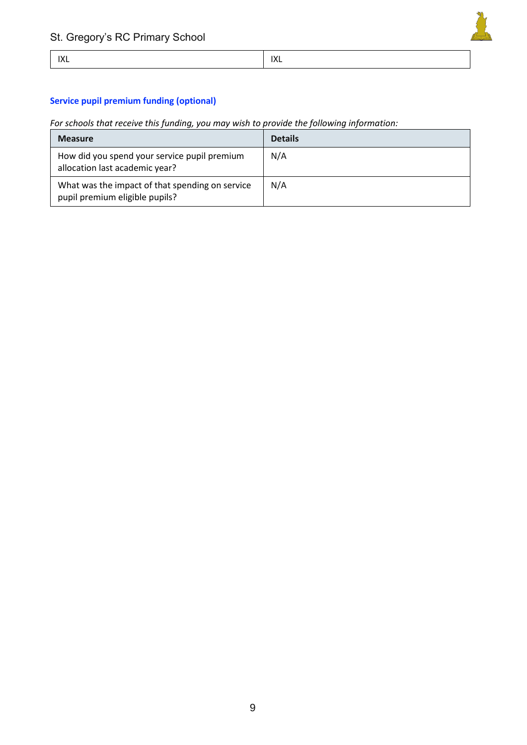| IXL | IXL |
|---|---|

## Service pupil premium funding (optional)

*For schools that receive this funding, you may wish to provide the following information:*

| Measure | Details |
|---|---|
| How did you spend your service pupil premium allocation last academic year? | N/A |
| What was the impact of that spending on service pupil premium eligible pupils? | N/A |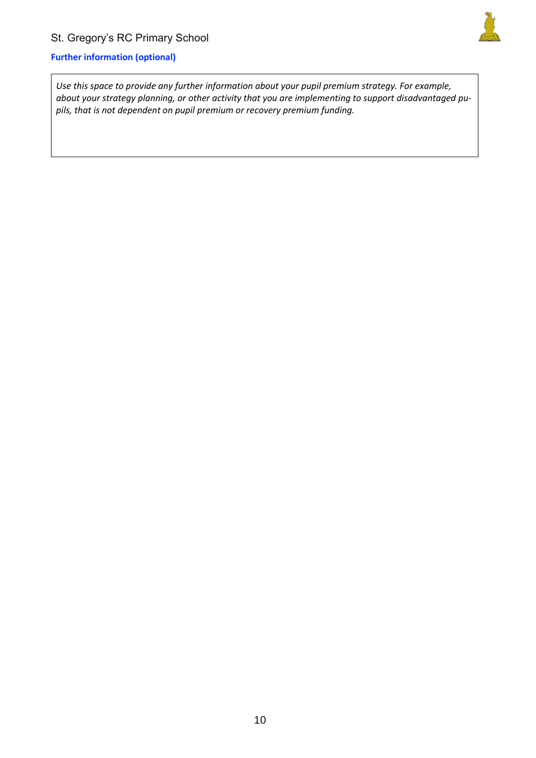### Further information (optional)

| |
|---|
| *Use this space to provide any further information about your pupil premium strategy. For example, about your strategy planning, or other activity that you are implementing to support disadvantaged pupils, that is not dependent on pupil premium or recovery premium funding.* |